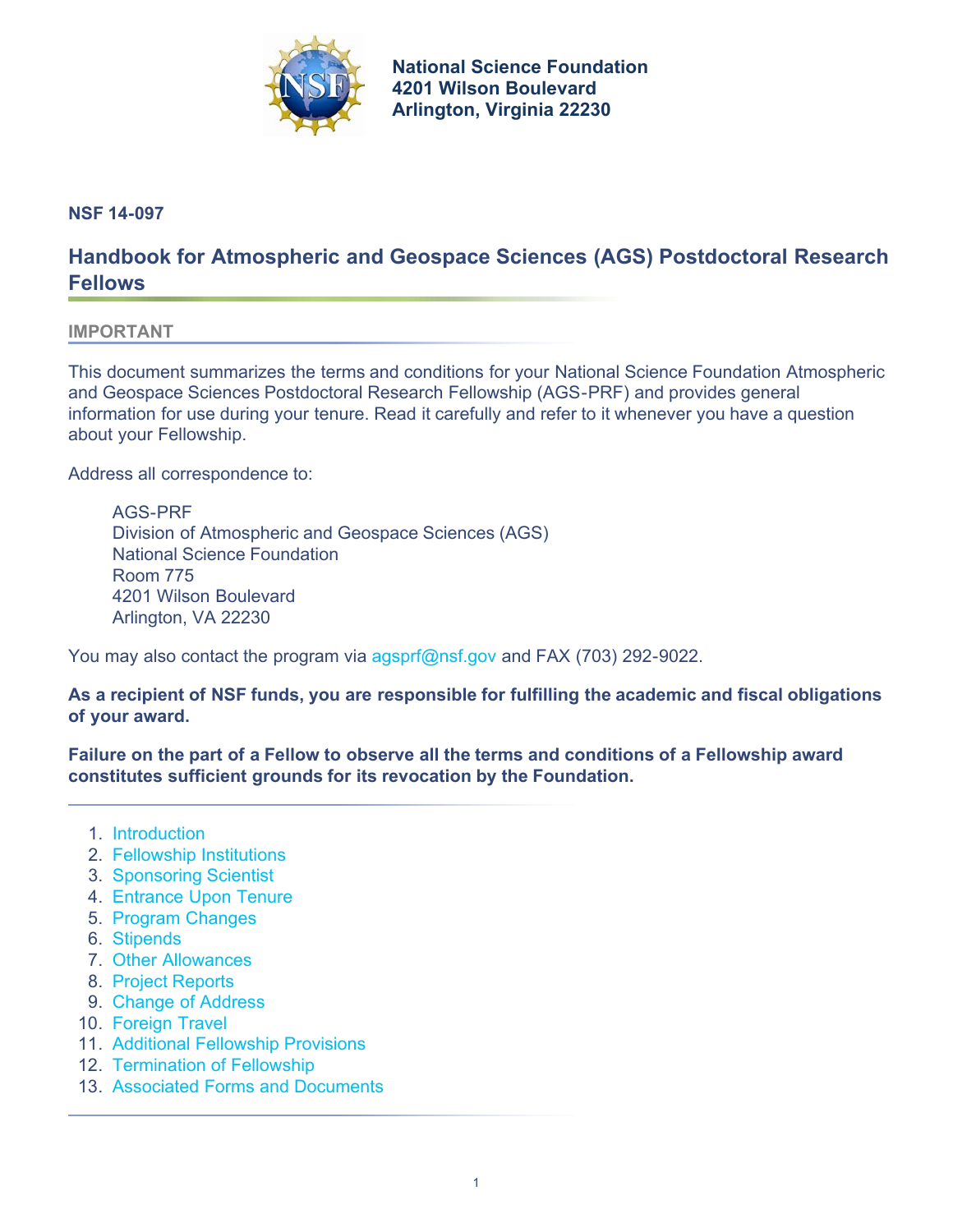**National Science Foundation**
**4201 Wilson Boulevard**
**Arlington, Virginia 22230**

**NSF 14-097**

# Handbook for Atmospheric and Geospace Sciences (AGS) Postdoctoral Research Fellows

## IMPORTANT

This document summarizes the terms and conditions for your National Science Foundation Atmospheric and Geospace Sciences Postdoctoral Research Fellowship (AGS-PRF) and provides general information for use during your tenure. Read it carefully and refer to it whenever you have a question about your Fellowship.

Address all correspondence to:

> AGS-PRF
> Division of Atmospheric and Geospace Sciences (AGS)
> National Science Foundation
> Room 775
> 4201 Wilson Boulevard
> Arlington, VA 22230

You may also contact the program via agsprf@nsf.gov and FAX (703) 292-9022.

**As a recipient of NSF funds, you are responsible for fulfilling the academic and fiscal obligations of your award.**

**Failure on the part of a Fellow to observe all the terms and conditions of a Fellowship award constitutes sufficient grounds for its revocation by the Foundation.**

1. Introduction
2. Fellowship Institutions
3. Sponsoring Scientist
4. Entrance Upon Tenure
5. Program Changes
6. Stipends
7. Other Allowances
8. Project Reports
9. Change of Address
10. Foreign Travel
11. Additional Fellowship Provisions
12. Termination of Fellowship
13. Associated Forms and Documents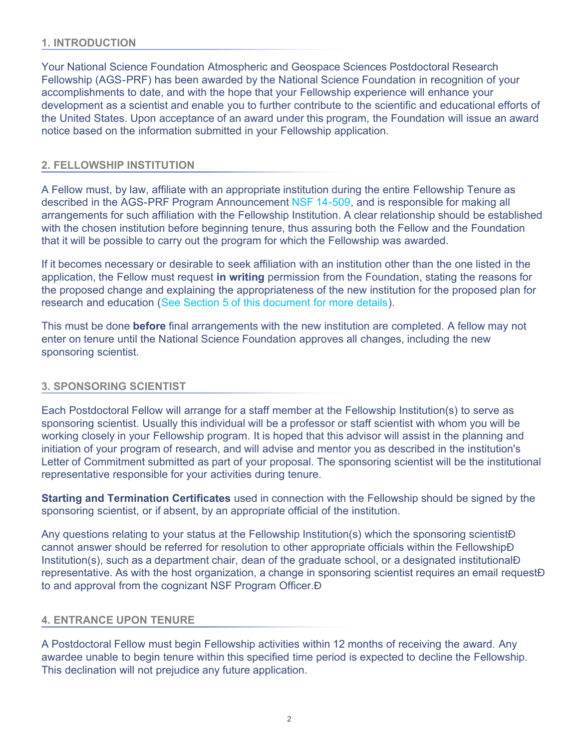## 1. INTRODUCTION

Your National Science Foundation Atmospheric and Geospace Sciences Postdoctoral Research Fellowship (AGS-PRF) has been awarded by the National Science Foundation in recognition of your accomplishments to date, and with the hope that your Fellowship experience will enhance your development as a scientist and enable you to further contribute to the scientific and educational efforts of the United States. Upon acceptance of an award under this program, the Foundation will issue an award notice based on the information submitted in your Fellowship application.

## 2. FELLOWSHIP INSTITUTION

A Fellow must, by law, affiliate with an appropriate institution during the entire Fellowship Tenure as described in the AGS-PRF Program Announcement NSF 14-509, and is responsible for making all arrangements for such affiliation with the Fellowship Institution. A clear relationship should be established with the chosen institution before beginning tenure, thus assuring both the Fellow and the Foundation that it will be possible to carry out the program for which the Fellowship was awarded.

If it becomes necessary or desirable to seek affiliation with an institution other than the one listed in the application, the Fellow must request **in writing** permission from the Foundation, stating the reasons for the proposed change and explaining the appropriateness of the new institution for the proposed plan for research and education (See Section 5 of this document for more details).

This must be done **before** final arrangements with the new institution are completed. A fellow may not enter on tenure until the National Science Foundation approves all changes, including the new sponsoring scientist.

## 3. SPONSORING SCIENTIST

Each Postdoctoral Fellow will arrange for a staff member at the Fellowship Institution(s) to serve as sponsoring scientist. Usually this individual will be a professor or staff scientist with whom you will be working closely in your Fellowship program. It is hoped that this advisor will assist in the planning and initiation of your program of research, and will advise and mentor you as described in the institution's Letter of Commitment submitted as part of your proposal. The sponsoring scientist will be the institutional representative responsible for your activities during tenure.

**Starting and Termination Certificates** used in connection with the Fellowship should be signed by the sponsoring scientist, or if absent, by an appropriate official of the institution.

Any questions relating to your status at the Fellowship Institution(s) which the sponsoring scientistÐ cannot answer should be referred for resolution to other appropriate officials within the FellowshipÐ Institution(s), such as a department chair, dean of the graduate school, or a designated institutionalÐ representative. As with the host organization, a change in sponsoring scientist requires an email requestÐ to and approval from the cognizant NSF Program Officer.Ð

## 4. ENTRANCE UPON TENURE

A Postdoctoral Fellow must begin Fellowship activities within 12 months of receiving the award. Any awardee unable to begin tenure within this specified time period is expected to decline the Fellowship. This declination will not prejudice any future application.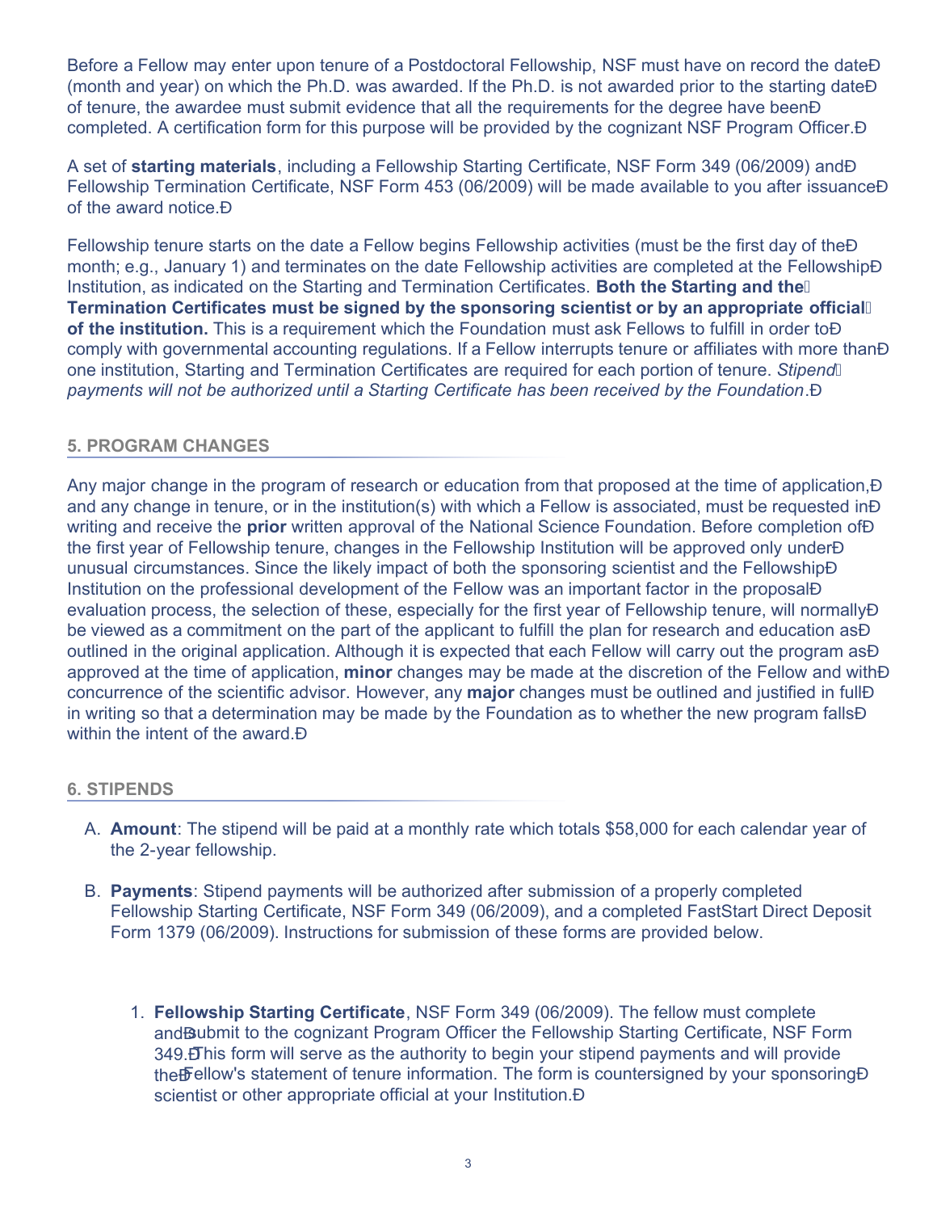Before a Fellow may enter upon tenure of a Postdoctoral Fellowship, NSF must have on record the date (month and year) on which the Ph.D. was awarded. If the Ph.D. is not awarded prior to the starting date of tenure, the awardee must submit evidence that all the requirements for the degree have been completed. A certification form for this purpose will be provided by the cognizant NSF Program Officer.

A set of **starting materials**, including a Fellowship Starting Certificate, NSF Form 349 (06/2009) and Fellowship Termination Certificate, NSF Form 453 (06/2009) will be made available to you after issuance of the award notice.

Fellowship tenure starts on the date a Fellow begins Fellowship activities (must be the first day of the month; e.g., January 1) and terminates on the date Fellowship activities are completed at the Fellowship Institution, as indicated on the Starting and Termination Certificates. **Both the Starting and the Termination Certificates must be signed by the sponsoring scientist or by an appropriate official of the institution.** This is a requirement which the Foundation must ask Fellows to fulfill in order to comply with governmental accounting regulations. If a Fellow interrupts tenure or affiliates with more than one institution, Starting and Termination Certificates are required for each portion of tenure. *Stipend payments will not be authorized until a Starting Certificate has been received by the Foundation*.

## 5. PROGRAM CHANGES

Any major change in the program of research or education from that proposed at the time of application, and any change in tenure, or in the institution(s) with which a Fellow is associated, must be requested in writing and receive the **prior** written approval of the National Science Foundation. Before completion of the first year of Fellowship tenure, changes in the Fellowship Institution will be approved only under unusual circumstances. Since the likely impact of both the sponsoring scientist and the Fellowship Institution on the professional development of the Fellow was an important factor in the proposal evaluation process, the selection of these, especially for the first year of Fellowship tenure, will normally be viewed as a commitment on the part of the applicant to fulfill the plan for research and education as outlined in the original application. Although it is expected that each Fellow will carry out the program as approved at the time of application, **minor** changes may be made at the discretion of the Fellow and with concurrence of the scientific advisor. However, any **major** changes must be outlined and justified in full in writing so that a determination may be made by the Foundation as to whether the new program falls within the intent of the award.

## 6. STIPENDS

A. **Amount**: The stipend will be paid at a monthly rate which totals $58,000 for each calendar year of the 2-year fellowship.

B. **Payments**: Stipend payments will be authorized after submission of a properly completed Fellowship Starting Certificate, NSF Form 349 (06/2009), and a completed FastStart Direct Deposit Form 1379 (06/2009). Instructions for submission of these forms are provided below.

   1. **Fellowship Starting Certificate**, NSF Form 349 (06/2009). The fellow must complete and submit to the cognizant Program Officer the Fellowship Starting Certificate, NSF Form 349. This form will serve as the authority to begin your stipend payments and will provide the Fellow's statement of tenure information. The form is countersigned by your sponsoring scientist or other appropriate official at your Institution.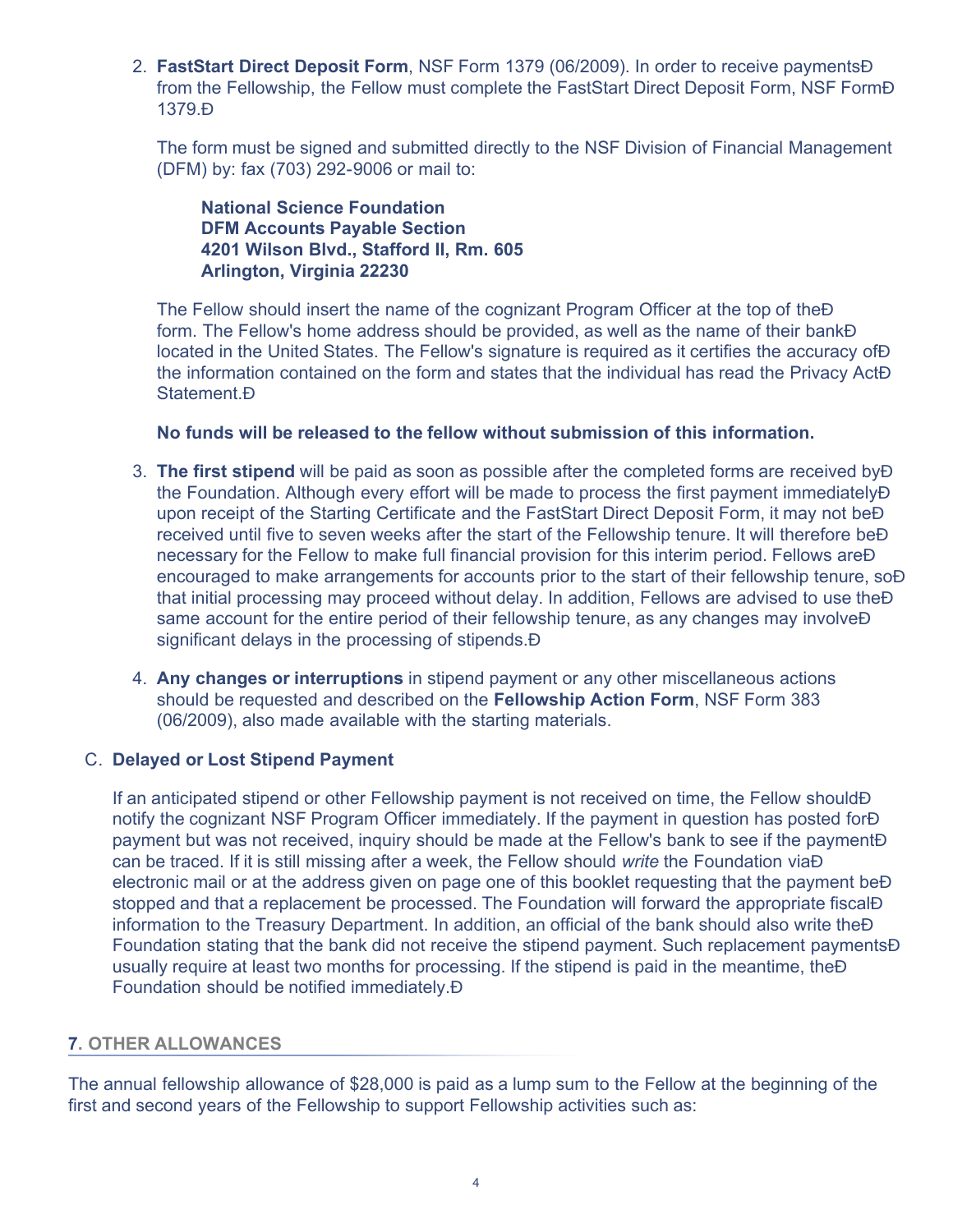2. **FastStart Direct Deposit Form**, NSF Form 1379 (06/2009). In order to receive payments from the Fellowship, the Fellow must complete the FastStart Direct Deposit Form, NSF Form 1379.

   The form must be signed and submitted directly to the NSF Division of Financial Management (DFM) by: fax (703) 292-9006 or mail to:

   **National Science Foundation**
   **DFM Accounts Payable Section**
   **4201 Wilson Blvd., Stafford II, Rm. 605**
   **Arlington, Virginia 22230**

   The Fellow should insert the name of the cognizant Program Officer at the top of the form. The Fellow's home address should be provided, as well as the name of their bank located in the United States. The Fellow's signature is required as it certifies the accuracy of the information contained on the form and states that the individual has read the Privacy Act Statement.

   **No funds will be released to the fellow without submission of this information.**

3. **The first stipend** will be paid as soon as possible after the completed forms are received by the Foundation. Although every effort will be made to process the first payment immediately upon receipt of the Starting Certificate and the FastStart Direct Deposit Form, it may not be received until five to seven weeks after the start of the Fellowship tenure. It will therefore be necessary for the Fellow to make full financial provision for this interim period. Fellows are encouraged to make arrangements for accounts prior to the start of their fellowship tenure, so that initial processing may proceed without delay. In addition, Fellows are advised to use the same account for the entire period of their fellowship tenure, as any changes may involve significant delays in the processing of stipends.

4. **Any changes or interruptions** in stipend payment or any other miscellaneous actions should be requested and described on the **Fellowship Action Form**, NSF Form 383 (06/2009), also made available with the starting materials.

C. **Delayed or Lost Stipend Payment**

If an anticipated stipend or other Fellowship payment is not received on time, the Fellow should notify the cognizant NSF Program Officer immediately. If the payment in question has posted for payment but was not received, inquiry should be made at the Fellow's bank to see if the payment can be traced. If it is still missing after a week, the Fellow should *write* the Foundation via electronic mail or at the address given on page one of this booklet requesting that the payment be stopped and that a replacement be processed. The Foundation will forward the appropriate fiscal information to the Treasury Department. In addition, an official of the bank should also write the Foundation stating that the bank did not receive the stipend payment. Such replacement payments usually require at least two months for processing. If the stipend is paid in the meantime, the Foundation should be notified immediately.

## 7. OTHER ALLOWANCES

The annual fellowship allowance of $28,000 is paid as a lump sum to the Fellow at the beginning of the first and second years of the Fellowship to support Fellowship activities such as: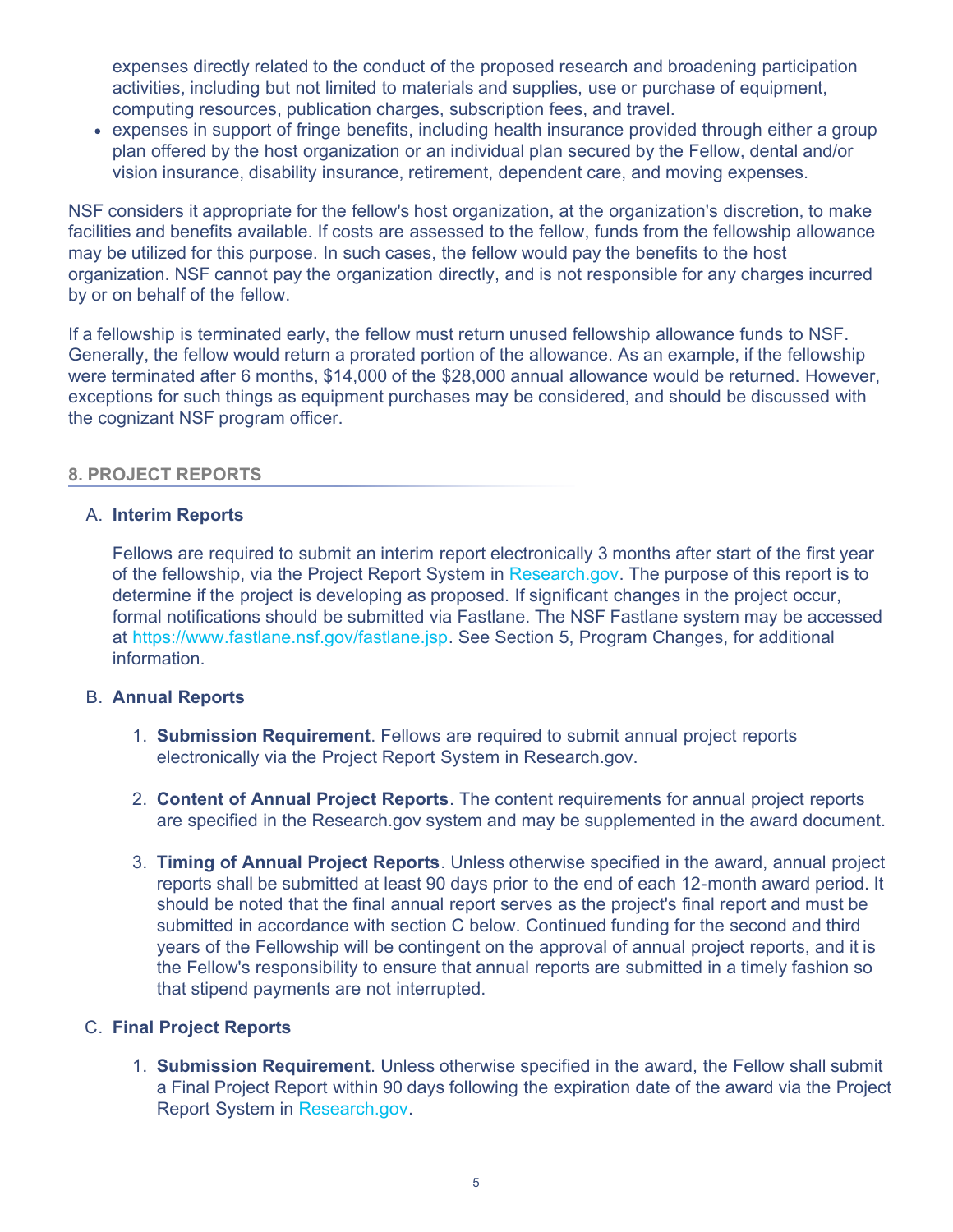expenses directly related to the conduct of the proposed research and broadening participation activities, including but not limited to materials and supplies, use or purchase of equipment, computing resources, publication charges, subscription fees, and travel.

- expenses in support of fringe benefits, including health insurance provided through either a group plan offered by the host organization or an individual plan secured by the Fellow, dental and/or vision insurance, disability insurance, retirement, dependent care, and moving expenses.

NSF considers it appropriate for the fellow's host organization, at the organization's discretion, to make facilities and benefits available. If costs are assessed to the fellow, funds from the fellowship allowance may be utilized for this purpose. In such cases, the fellow would pay the benefits to the host organization. NSF cannot pay the organization directly, and is not responsible for any charges incurred by or on behalf of the fellow.

If a fellowship is terminated early, the fellow must return unused fellowship allowance funds to NSF. Generally, the fellow would return a prorated portion of the allowance. As an example, if the fellowship were terminated after 6 months, $14,000 of the $28,000 annual allowance would be returned. However, exceptions for such things as equipment purchases may be considered, and should be discussed with the cognizant NSF program officer.

## 8. PROJECT REPORTS

A. **Interim Reports**

   Fellows are required to submit an interim report electronically 3 months after start of the first year of the fellowship, via the Project Report System in Research.gov. The purpose of this report is to determine if the project is developing as proposed. If significant changes in the project occur, formal notifications should be submitted via Fastlane. The NSF Fastlane system may be accessed at https://www.fastlane.nsf.gov/fastlane.jsp. See Section 5, Program Changes, for additional information.

B. **Annual Reports**

   1. **Submission Requirement**. Fellows are required to submit annual project reports electronically via the Project Report System in Research.gov.

   2. **Content of Annual Project Reports**. The content requirements for annual project reports are specified in the Research.gov system and may be supplemented in the award document.

   3. **Timing of Annual Project Reports**. Unless otherwise specified in the award, annual project reports shall be submitted at least 90 days prior to the end of each 12-month award period. It should be noted that the final annual report serves as the project's final report and must be submitted in accordance with section C below. Continued funding for the second and third years of the Fellowship will be contingent on the approval of annual project reports, and it is the Fellow's responsibility to ensure that annual reports are submitted in a timely fashion so that stipend payments are not interrupted.

C. **Final Project Reports**

   1. **Submission Requirement**. Unless otherwise specified in the award, the Fellow shall submit a Final Project Report within 90 days following the expiration date of the award via the Project Report System in Research.gov.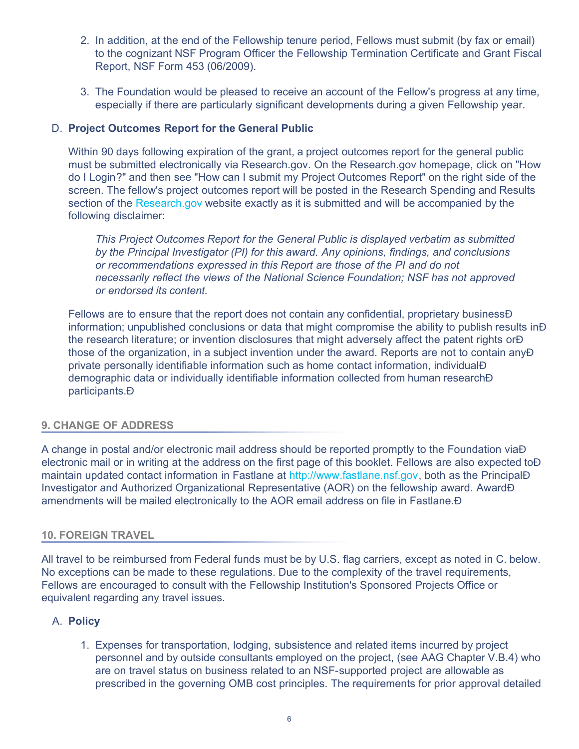2. In addition, at the end of the Fellowship tenure period, Fellows must submit (by fax or email) to the cognizant NSF Program Officer the Fellowship Termination Certificate and Grant Fiscal Report, NSF Form 453 (06/2009).

3. The Foundation would be pleased to receive an account of the Fellow's progress at any time, especially if there are particularly significant developments during a given Fellowship year.

D. **Project Outcomes Report for the General Public**

Within 90 days following expiration of the grant, a project outcomes report for the general public must be submitted electronically via Research.gov. On the Research.gov homepage, click on "How do I Login?" and then see "How can I submit my Project Outcomes Report" on the right side of the screen. The fellow's project outcomes report will be posted in the Research Spending and Results section of the Research.gov website exactly as it is submitted and will be accompanied by the following disclaimer:

> *This Project Outcomes Report for the General Public is displayed verbatim as submitted by the Principal Investigator (PI) for this award. Any opinions, findings, and conclusions or recommendations expressed in this Report are those of the PI and do not necessarily reflect the views of the National Science Foundation; NSF has not approved or endorsed its content.*

Fellows are to ensure that the report does not contain any confidential, proprietary business information; unpublished conclusions or data that might compromise the ability to publish results in the research literature; or invention disclosures that might adversely affect the patent rights or those of the organization, in a subject invention under the award. Reports are not to contain any private personally identifiable information such as home contact information, individual demographic data or individually identifiable information collected from human research participants.

## 9. CHANGE OF ADDRESS

A change in postal and/or electronic mail address should be reported promptly to the Foundation via electronic mail or in writing at the address on the first page of this booklet. Fellows are also expected to maintain updated contact information in Fastlane at http://www.fastlane.nsf.gov, both as the Principal Investigator and Authorized Organizational Representative (AOR) on the fellowship award. Award amendments will be mailed electronically to the AOR email address on file in Fastlane.

## 10. FOREIGN TRAVEL

All travel to be reimbursed from Federal funds must be by U.S. flag carriers, except as noted in C. below. No exceptions can be made to these regulations. Due to the complexity of the travel requirements, Fellows are encouraged to consult with the Fellowship Institution's Sponsored Projects Office or equivalent regarding any travel issues.

A. **Policy**

1. Expenses for transportation, lodging, subsistence and related items incurred by project personnel and by outside consultants employed on the project, (see AAG Chapter V.B.4) who are on travel status on business related to an NSF-supported project are allowable as prescribed in the governing OMB cost principles. The requirements for prior approval detailed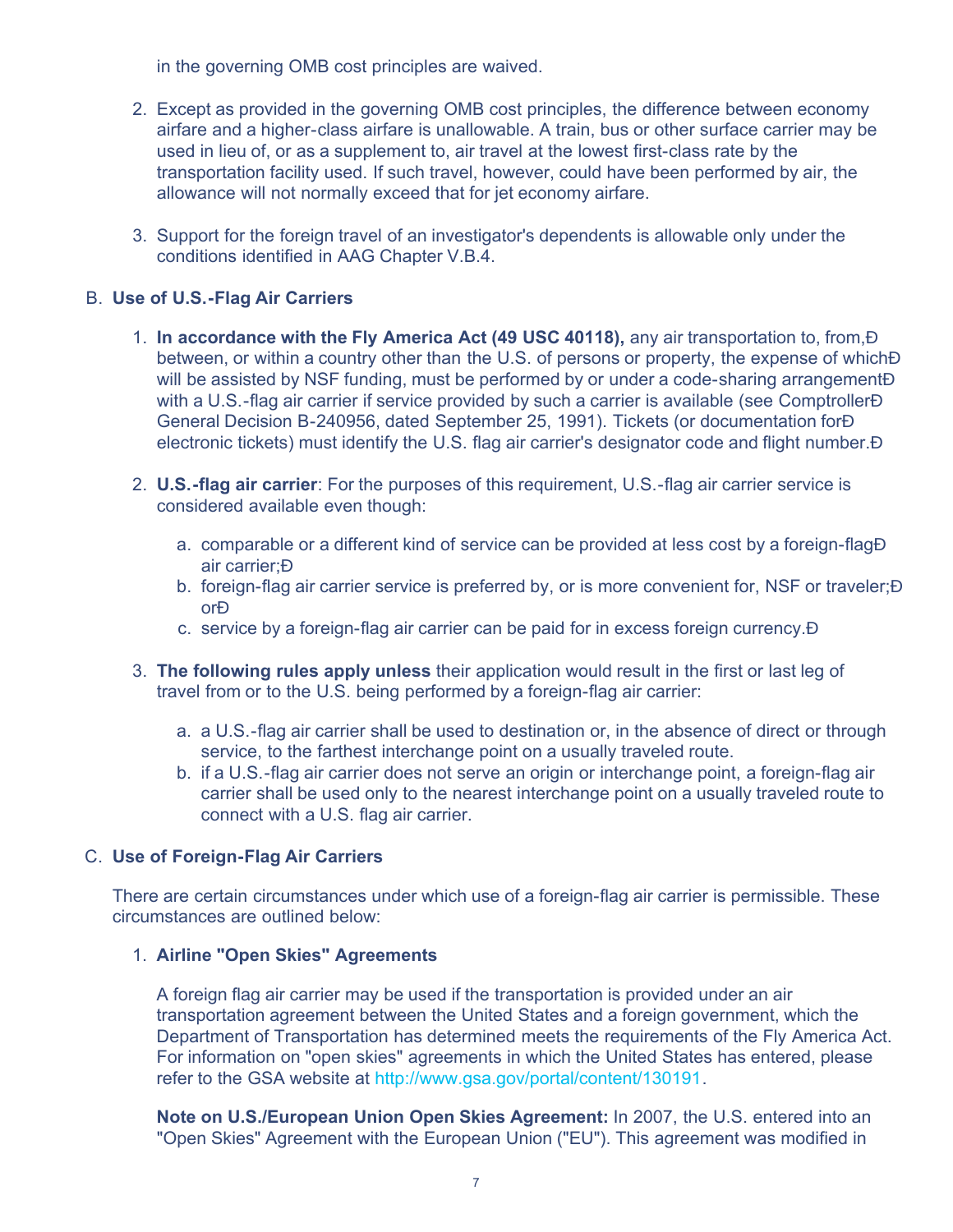in the governing OMB cost principles are waived.

2. Except as provided in the governing OMB cost principles, the difference between economy airfare and a higher-class airfare is unallowable. A train, bus or other surface carrier may be used in lieu of, or as a supplement to, air travel at the lowest first-class rate by the transportation facility used. If such travel, however, could have been performed by air, the allowance will not normally exceed that for jet economy airfare.

3. Support for the foreign travel of an investigator's dependents is allowable only under the conditions identified in AAG Chapter V.B.4.

B. **Use of U.S.-Flag Air Carriers**

1. **In accordance with the Fly America Act (49 USC 40118),** any air transportation to, from,Ð between, or within a country other than the U.S. of persons or property, the expense of whichÐ will be assisted by NSF funding, must be performed by or under a code-sharing arrangementÐ with a U.S.-flag air carrier if service provided by such a carrier is available (see ComptrollerÐ General Decision B-240956, dated September 25, 1991). Tickets (or documentation forÐ electronic tickets) must identify the U.S. flag air carrier's designator code and flight number.Ð

2. **U.S.-flag air carrier**: For the purposes of this requirement, U.S.-flag air carrier service is considered available even though:

   a. comparable or a different kind of service can be provided at less cost by a foreign-flagÐ air carrier;Ð
   b. foreign-flag air carrier service is preferred by, or is more convenient for, NSF or traveler;Ð orÐ
   c. service by a foreign-flag air carrier can be paid for in excess foreign currency.Ð

3. **The following rules apply unless** their application would result in the first or last leg of travel from or to the U.S. being performed by a foreign-flag air carrier:

   a. a U.S.-flag air carrier shall be used to destination or, in the absence of direct or through service, to the farthest interchange point on a usually traveled route.
   b. if a U.S.-flag air carrier does not serve an origin or interchange point, a foreign-flag air carrier shall be used only to the nearest interchange point on a usually traveled route to connect with a U.S. flag air carrier.

C. **Use of Foreign-Flag Air Carriers**

There are certain circumstances under which use of a foreign-flag air carrier is permissible. These circumstances are outlined below:

1. **Airline "Open Skies" Agreements**

   A foreign flag air carrier may be used if the transportation is provided under an air transportation agreement between the United States and a foreign government, which the Department of Transportation has determined meets the requirements of the Fly America Act. For information on "open skies" agreements in which the United States has entered, please refer to the GSA website at http://www.gsa.gov/portal/content/130191.

   **Note on U.S./European Union Open Skies Agreement:** In 2007, the U.S. entered into an "Open Skies" Agreement with the European Union ("EU"). This agreement was modified in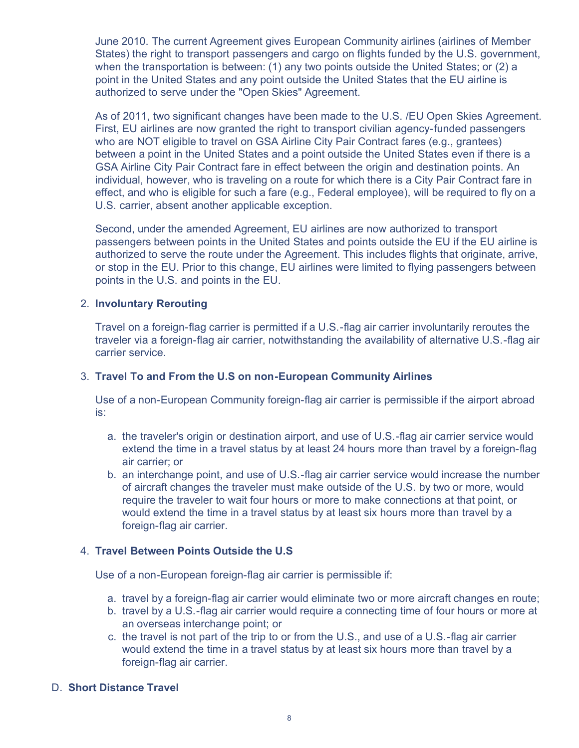June 2010. The current Agreement gives European Community airlines (airlines of Member States) the right to transport passengers and cargo on flights funded by the U.S. government, when the transportation is between: (1) any two points outside the United States; or (2) a point in the United States and any point outside the United States that the EU airline is authorized to serve under the "Open Skies" Agreement.

As of 2011, two significant changes have been made to the U.S. /EU Open Skies Agreement. First, EU airlines are now granted the right to transport civilian agency-funded passengers who are NOT eligible to travel on GSA Airline City Pair Contract fares (e.g., grantees) between a point in the United States and a point outside the United States even if there is a GSA Airline City Pair Contract fare in effect between the origin and destination points. An individual, however, who is traveling on a route for which there is a City Pair Contract fare in effect, and who is eligible for such a fare (e.g., Federal employee), will be required to fly on a U.S. carrier, absent another applicable exception.

Second, under the amended Agreement, EU airlines are now authorized to transport passengers between points in the United States and points outside the EU if the EU airline is authorized to serve the route under the Agreement. This includes flights that originate, arrive, or stop in the EU. Prior to this change, EU airlines were limited to flying passengers between points in the U.S. and points in the EU.

2. **Involuntary Rerouting**

   Travel on a foreign-flag carrier is permitted if a U.S.-flag air carrier involuntarily reroutes the traveler via a foreign-flag air carrier, notwithstanding the availability of alternative U.S.-flag air carrier service.

3. **Travel To and From the U.S on non-European Community Airlines**

   Use of a non-European Community foreign-flag air carrier is permissible if the airport abroad is:

   a. the traveler's origin or destination airport, and use of U.S.-flag air carrier service would extend the time in a travel status by at least 24 hours more than travel by a foreign-flag air carrier; or
   b. an interchange point, and use of U.S.-flag air carrier service would increase the number of aircraft changes the traveler must make outside of the U.S. by two or more, would require the traveler to wait four hours or more to make connections at that point, or would extend the time in a travel status by at least six hours more than travel by a foreign-flag air carrier.

4. **Travel Between Points Outside the U.S**

   Use of a non-European foreign-flag air carrier is permissible if:

   a. travel by a foreign-flag air carrier would eliminate two or more aircraft changes en route;
   b. travel by a U.S.-flag air carrier would require a connecting time of four hours or more at an overseas interchange point; or
   c. the travel is not part of the trip to or from the U.S., and use of a U.S.-flag air carrier would extend the time in a travel status by at least six hours more than travel by a foreign-flag air carrier.

D. **Short Distance Travel**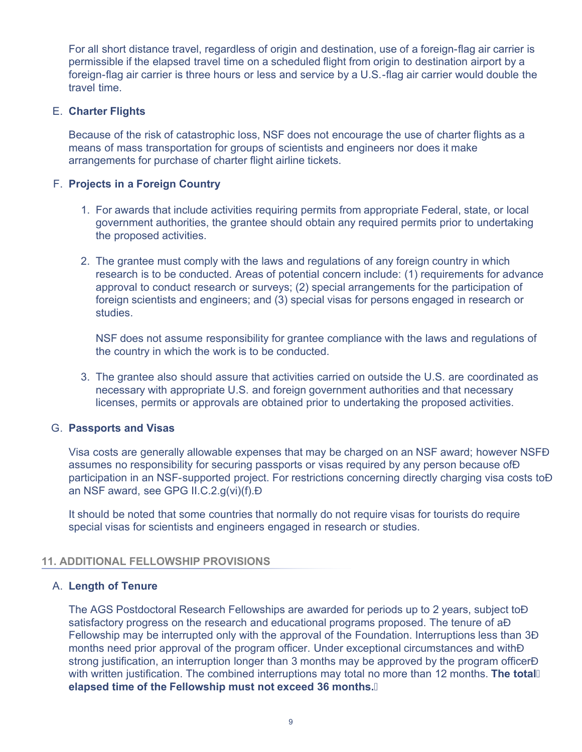For all short distance travel, regardless of origin and destination, use of a foreign-flag air carrier is permissible if the elapsed travel time on a scheduled flight from origin to destination airport by a foreign-flag air carrier is three hours or less and service by a U.S.-flag air carrier would double the travel time.

E. **Charter Flights**

Because of the risk of catastrophic loss, NSF does not encourage the use of charter flights as a means of mass transportation for groups of scientists and engineers nor does it make arrangements for purchase of charter flight airline tickets.

F. **Projects in a Foreign Country**

1. For awards that include activities requiring permits from appropriate Federal, state, or local government authorities, the grantee should obtain any required permits prior to undertaking the proposed activities.

2. The grantee must comply with the laws and regulations of any foreign country in which research is to be conducted. Areas of potential concern include: (1) requirements for advance approval to conduct research or surveys; (2) special arrangements for the participation of foreign scientists and engineers; and (3) special visas for persons engaged in research or studies.

   NSF does not assume responsibility for grantee compliance with the laws and regulations of the country in which the work is to be conducted.

3. The grantee also should assure that activities carried on outside the U.S. are coordinated as necessary with appropriate U.S. and foreign government authorities and that necessary licenses, permits or approvals are obtained prior to undertaking the proposed activities.

G. **Passports and Visas**

Visa costs are generally allowable expenses that may be charged on an NSF award; however NSF assumes no responsibility for securing passports or visas required by any person because of participation in an NSF-supported project. For restrictions concerning directly charging visa costs to an NSF award, see GPG II.C.2.g(vi)(f).

It should be noted that some countries that normally do not require visas for tourists do require special visas for scientists and engineers engaged in research or studies.

## 11. ADDITIONAL FELLOWSHIP PROVISIONS

A. **Length of Tenure**

The AGS Postdoctoral Research Fellowships are awarded for periods up to 2 years, subject to satisfactory progress on the research and educational programs proposed. The tenure of a Fellowship may be interrupted only with the approval of the Foundation. Interruptions less than 3 months need prior approval of the program officer. Under exceptional circumstances and with strong justification, an interruption longer than 3 months may be approved by the program officer with written justification. The combined interruptions may total no more than 12 months. **The total elapsed time of the Fellowship must not exceed 36 months.**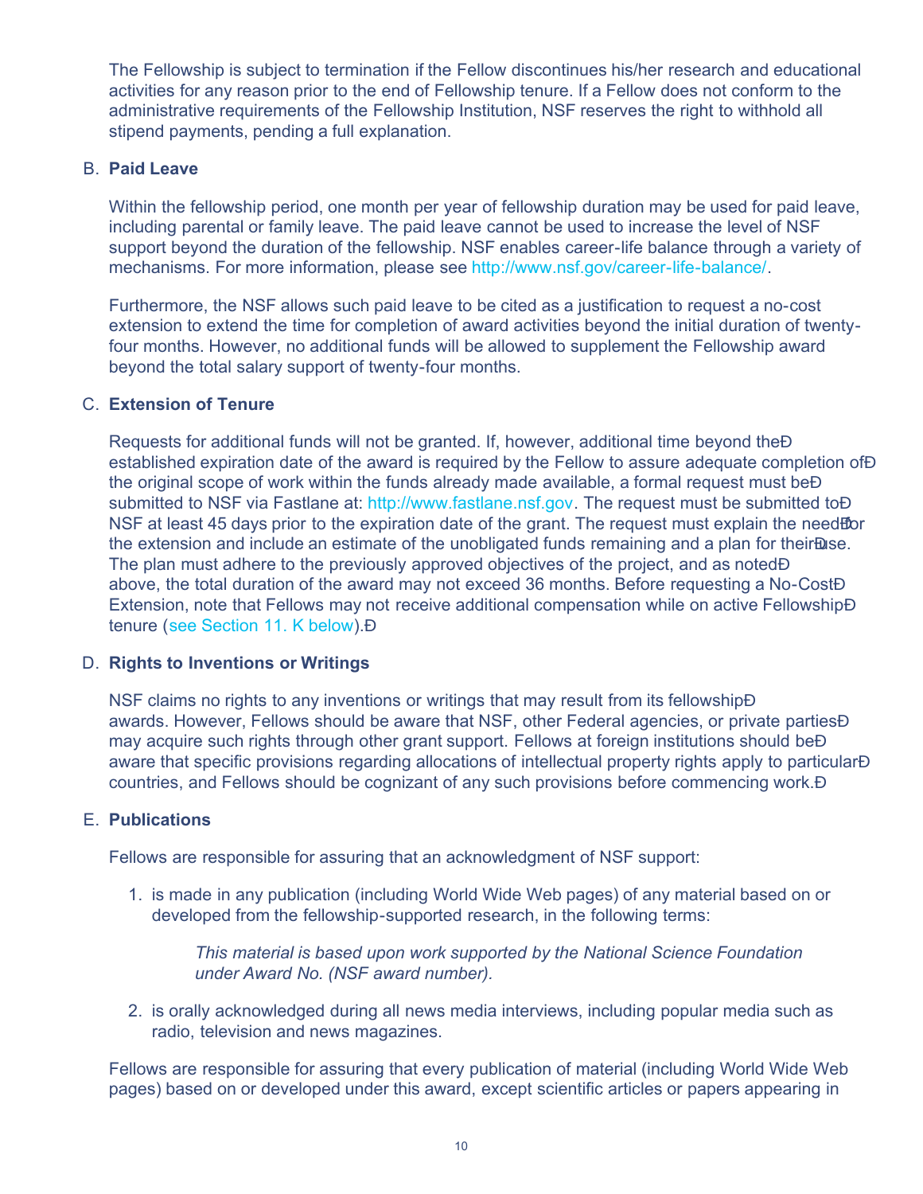The Fellowship is subject to termination if the Fellow discontinues his/her research and educational activities for any reason prior to the end of Fellowship tenure. If a Fellow does not conform to the administrative requirements of the Fellowship Institution, NSF reserves the right to withhold all stipend payments, pending a full explanation.

B. **Paid Leave**

Within the fellowship period, one month per year of fellowship duration may be used for paid leave, including parental or family leave. The paid leave cannot be used to increase the level of NSF support beyond the duration of the fellowship. NSF enables career-life balance through a variety of mechanisms. For more information, please see http://www.nsf.gov/career-life-balance/.

Furthermore, the NSF allows such paid leave to be cited as a justification to request a no-cost extension to extend the time for completion of award activities beyond the initial duration of twenty-four months. However, no additional funds will be allowed to supplement the Fellowship award beyond the total salary support of twenty-four months.

C. **Extension of Tenure**

Requests for additional funds will not be granted. If, however, additional time beyond the established expiration date of the award is required by the Fellow to assure adequate completion of the original scope of work within the funds already made available, a formal request must be submitted to NSF via Fastlane at: http://www.fastlane.nsf.gov. The request must be submitted to NSF at least 45 days prior to the expiration date of the grant. The request must explain the need for the extension and include an estimate of the unobligated funds remaining and a plan for their use. The plan must adhere to the previously approved objectives of the project, and as noted above, the total duration of the award may not exceed 36 months. Before requesting a No-Cost Extension, note that Fellows may not receive additional compensation while on active Fellowship tenure (see Section 11. K below).

D. **Rights to Inventions or Writings**

NSF claims no rights to any inventions or writings that may result from its fellowship awards. However, Fellows should be aware that NSF, other Federal agencies, or private parties may acquire such rights through other grant support. Fellows at foreign institutions should be aware that specific provisions regarding allocations of intellectual property rights apply to particular countries, and Fellows should be cognizant of any such provisions before commencing work.

E. **Publications**

Fellows are responsible for assuring that an acknowledgment of NSF support:

1. is made in any publication (including World Wide Web pages) of any material based on or developed from the fellowship-supported research, in the following terms:

   *This material is based upon work supported by the National Science Foundation under Award No. (NSF award number).*

2. is orally acknowledged during all news media interviews, including popular media such as radio, television and news magazines.

Fellows are responsible for assuring that every publication of material (including World Wide Web pages) based on or developed under this award, except scientific articles or papers appearing in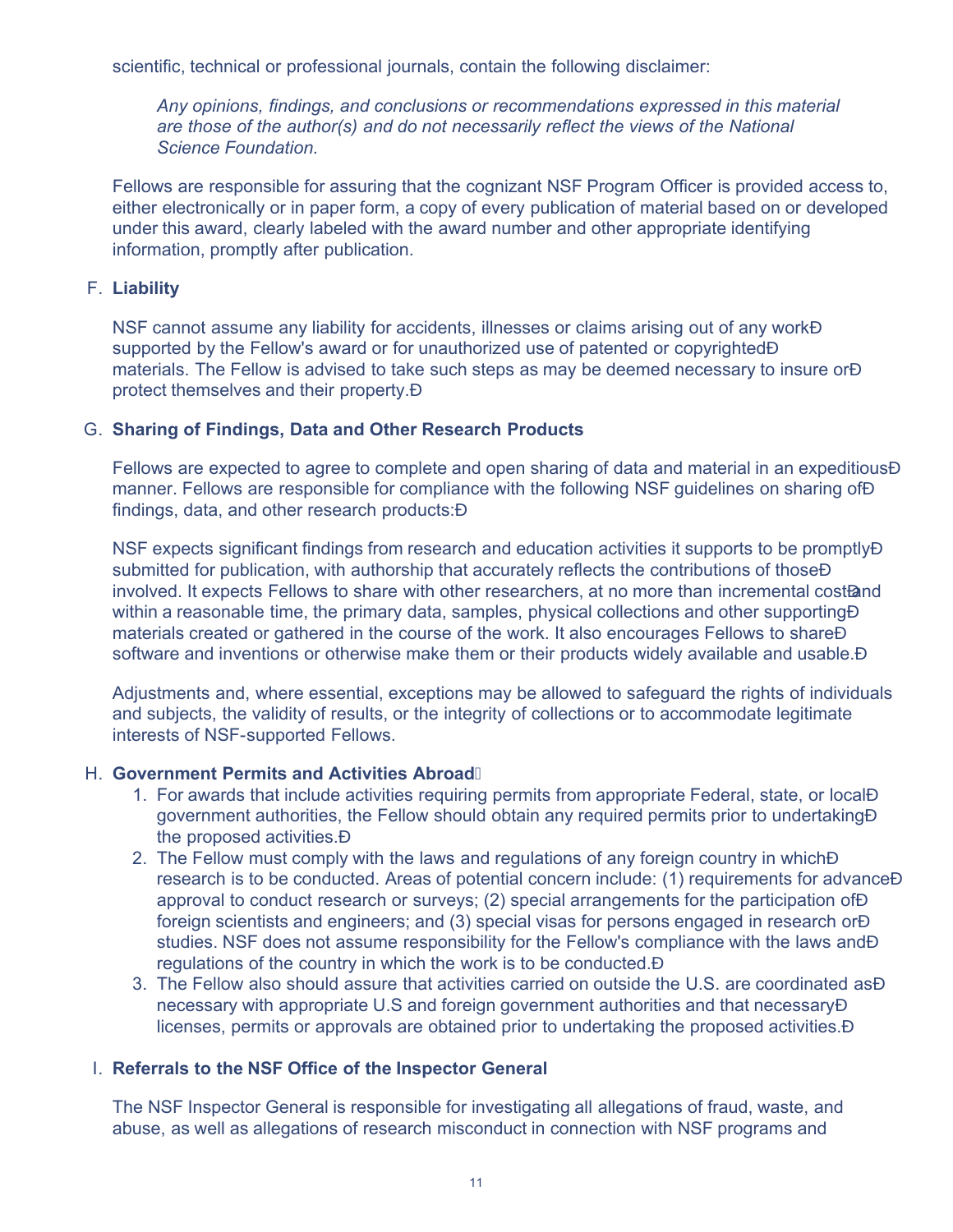scientific, technical or professional journals, contain the following disclaimer:

*Any opinions, findings, and conclusions or recommendations expressed in this material are those of the author(s) and do not necessarily reflect the views of the National Science Foundation.*

Fellows are responsible for assuring that the cognizant NSF Program Officer is provided access to, either electronically or in paper form, a copy of every publication of material based on or developed under this award, clearly labeled with the award number and other appropriate identifying information, promptly after publication.

F. **Liability**

NSF cannot assume any liability for accidents, illnesses or claims arising out of any work supported by the Fellow's award or for unauthorized use of patented or copyrighted materials. The Fellow is advised to take such steps as may be deemed necessary to insure or protect themselves and their property.

G. **Sharing of Findings, Data and Other Research Products**

Fellows are expected to agree to complete and open sharing of data and material in an expeditious manner. Fellows are responsible for compliance with the following NSF guidelines on sharing of findings, data, and other research products:

NSF expects significant findings from research and education activities it supports to be promptly submitted for publication, with authorship that accurately reflects the contributions of those involved. It expects Fellows to share with other researchers, at no more than incremental cost and within a reasonable time, the primary data, samples, physical collections and other supporting materials created or gathered in the course of the work. It also encourages Fellows to share software and inventions or otherwise make them or their products widely available and usable.

Adjustments and, where essential, exceptions may be allowed to safeguard the rights of individuals and subjects, the validity of results, or the integrity of collections or to accommodate legitimate interests of NSF-supported Fellows.

H. **Government Permits and Activities Abroad**

1. For awards that include activities requiring permits from appropriate Federal, state, or local government authorities, the Fellow should obtain any required permits prior to undertaking the proposed activities.
2. The Fellow must comply with the laws and regulations of any foreign country in which research is to be conducted. Areas of potential concern include: (1) requirements for advance approval to conduct research or surveys; (2) special arrangements for the participation of foreign scientists and engineers; and (3) special visas for persons engaged in research or studies. NSF does not assume responsibility for the Fellow's compliance with the laws and regulations of the country in which the work is to be conducted.
3. The Fellow also should assure that activities carried on outside the U.S. are coordinated as necessary with appropriate U.S and foreign government authorities and that necessary licenses, permits or approvals are obtained prior to undertaking the proposed activities.

I. **Referrals to the NSF Office of the Inspector General**

The NSF Inspector General is responsible for investigating all allegations of fraud, waste, and abuse, as well as allegations of research misconduct in connection with NSF programs and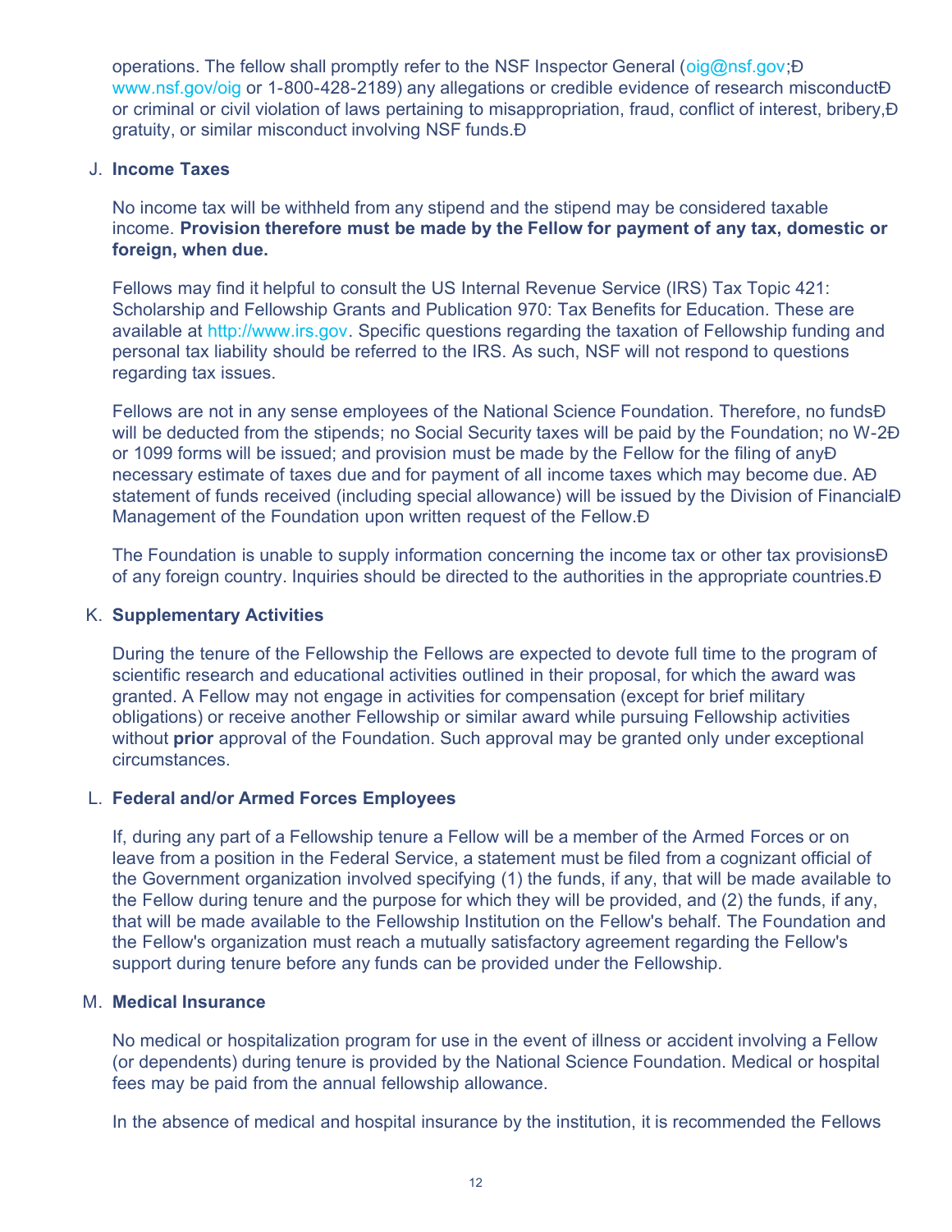operations. The fellow shall promptly refer to the NSF Inspector General (oig@nsf.gov; www.nsf.gov/oig or 1-800-428-2189) any allegations or credible evidence of research misconduct or criminal or civil violation of laws pertaining to misappropriation, fraud, conflict of interest, bribery, gratuity, or similar misconduct involving NSF funds.

J. **Income Taxes**

No income tax will be withheld from any stipend and the stipend may be considered taxable income. **Provision therefore must be made by the Fellow for payment of any tax, domestic or foreign, when due.**

Fellows may find it helpful to consult the US Internal Revenue Service (IRS) Tax Topic 421: Scholarship and Fellowship Grants and Publication 970: Tax Benefits for Education. These are available at http://www.irs.gov. Specific questions regarding the taxation of Fellowship funding and personal tax liability should be referred to the IRS. As such, NSF will not respond to questions regarding tax issues.

Fellows are not in any sense employees of the National Science Foundation. Therefore, no funds will be deducted from the stipends; no Social Security taxes will be paid by the Foundation; no W-2 or 1099 forms will be issued; and provision must be made by the Fellow for the filing of any necessary estimate of taxes due and for payment of all income taxes which may become due. A statement of funds received (including special allowance) will be issued by the Division of Financial Management of the Foundation upon written request of the Fellow.

The Foundation is unable to supply information concerning the income tax or other tax provisions of any foreign country. Inquiries should be directed to the authorities in the appropriate countries.

K. **Supplementary Activities**

During the tenure of the Fellowship the Fellows are expected to devote full time to the program of scientific research and educational activities outlined in their proposal, for which the award was granted. A Fellow may not engage in activities for compensation (except for brief military obligations) or receive another Fellowship or similar award while pursuing Fellowship activities without **prior** approval of the Foundation. Such approval may be granted only under exceptional circumstances.

L. **Federal and/or Armed Forces Employees**

If, during any part of a Fellowship tenure a Fellow will be a member of the Armed Forces or on leave from a position in the Federal Service, a statement must be filed from a cognizant official of the Government organization involved specifying (1) the funds, if any, that will be made available to the Fellow during tenure and the purpose for which they will be provided, and (2) the funds, if any, that will be made available to the Fellowship Institution on the Fellow's behalf. The Foundation and the Fellow's organization must reach a mutually satisfactory agreement regarding the Fellow's support during tenure before any funds can be provided under the Fellowship.

M. **Medical Insurance**

No medical or hospitalization program for use in the event of illness or accident involving a Fellow (or dependents) during tenure is provided by the National Science Foundation. Medical or hospital fees may be paid from the annual fellowship allowance.

In the absence of medical and hospital insurance by the institution, it is recommended the Fellows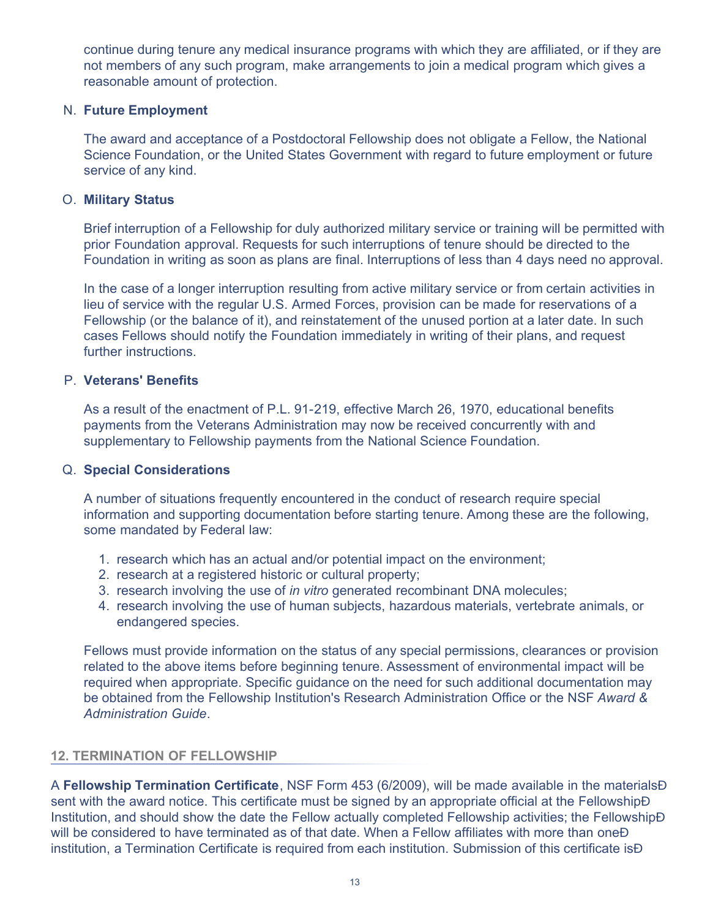continue during tenure any medical insurance programs with which they are affiliated, or if they are not members of any such program, make arrangements to join a medical program which gives a reasonable amount of protection.

N. **Future Employment**

The award and acceptance of a Postdoctoral Fellowship does not obligate a Fellow, the National Science Foundation, or the United States Government with regard to future employment or future service of any kind.

O. **Military Status**

Brief interruption of a Fellowship for duly authorized military service or training will be permitted with prior Foundation approval. Requests for such interruptions of tenure should be directed to the Foundation in writing as soon as plans are final. Interruptions of less than 4 days need no approval.

In the case of a longer interruption resulting from active military service or from certain activities in lieu of service with the regular U.S. Armed Forces, provision can be made for reservations of a Fellowship (or the balance of it), and reinstatement of the unused portion at a later date. In such cases Fellows should notify the Foundation immediately in writing of their plans, and request further instructions.

P. **Veterans' Benefits**

As a result of the enactment of P.L. 91-219, effective March 26, 1970, educational benefits payments from the Veterans Administration may now be received concurrently with and supplementary to Fellowship payments from the National Science Foundation.

Q. **Special Considerations**

A number of situations frequently encountered in the conduct of research require special information and supporting documentation before starting tenure. Among these are the following, some mandated by Federal law:

1. research which has an actual and/or potential impact on the environment;
2. research at a registered historic or cultural property;
3. research involving the use of *in vitro* generated recombinant DNA molecules;
4. research involving the use of human subjects, hazardous materials, vertebrate animals, or endangered species.

Fellows must provide information on the status of any special permissions, clearances or provision related to the above items before beginning tenure. Assessment of environmental impact will be required when appropriate. Specific guidance on the need for such additional documentation may be obtained from the Fellowship Institution's Research Administration Office or the NSF *Award & Administration Guide*.

## 12. TERMINATION OF FELLOWSHIP

A **Fellowship Termination Certificate**, NSF Form 453 (6/2009), will be made available in the materials sent with the award notice. This certificate must be signed by an appropriate official at the Fellowship Institution, and should show the date the Fellow actually completed Fellowship activities; the Fellowship will be considered to have terminated as of that date. When a Fellow affiliates with more than one institution, a Termination Certificate is required from each institution. Submission of this certificate is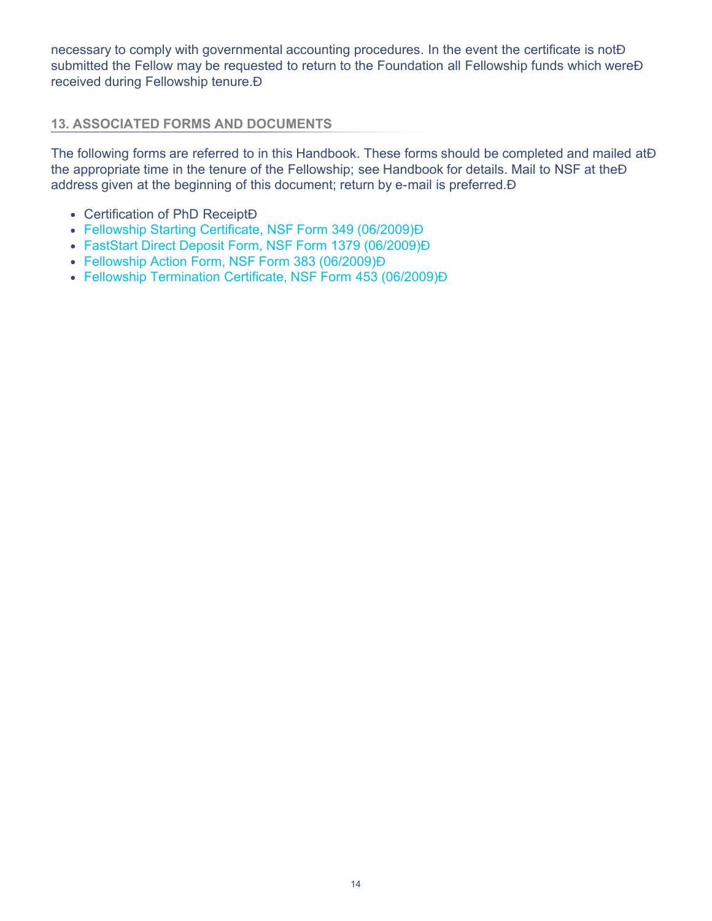necessary to comply with governmental accounting procedures. In the event the certificate is notÐ submitted the Fellow may be requested to return to the Foundation all Fellowship funds which wereÐ received during Fellowship tenure.Ð

## 13. ASSOCIATED FORMS AND DOCUMENTS

The following forms are referred to in this Handbook. These forms should be completed and mailed atÐ the appropriate time in the tenure of the Fellowship; see Handbook for details. Mail to NSF at theÐ address given at the beginning of this document; return by e-mail is preferred.Ð

- Certification of PhD ReceiptÐ
- Fellowship Starting Certificate, NSF Form 349 (06/2009)Ð
- FastStart Direct Deposit Form, NSF Form 1379 (06/2009)Ð
- Fellowship Action Form, NSF Form 383 (06/2009)Ð
- Fellowship Termination Certificate, NSF Form 453 (06/2009)Ð